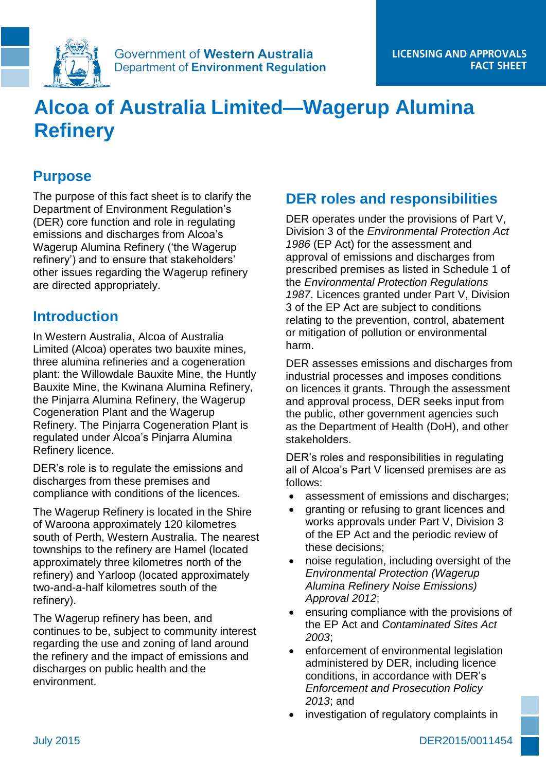Government of Western Australia
Department of Environment Regulation

LICENSING AND APPROVALS FACT SHEET

# Alcoa of Australia Limited—Wagerup Alumina Refinery

## Purpose

The purpose of this fact sheet is to clarify the Department of Environment Regulation's (DER) core function and role in regulating emissions and discharges from Alcoa's Wagerup Alumina Refinery ('the Wagerup refinery') and to ensure that stakeholders' other issues regarding the Wagerup refinery are directed appropriately.

## Introduction

In Western Australia, Alcoa of Australia Limited (Alcoa) operates two bauxite mines, three alumina refineries and a cogeneration plant: the Willowdale Bauxite Mine, the Huntly Bauxite Mine, the Kwinana Alumina Refinery, the Pinjarra Alumina Refinery, the Wagerup Cogeneration Plant and the Wagerup Refinery. The Pinjarra Cogeneration Plant is regulated under Alcoa's Pinjarra Alumina Refinery licence.

DER's role is to regulate the emissions and discharges from these premises and compliance with conditions of the licences.

The Wagerup Refinery is located in the Shire of Waroona approximately 120 kilometres south of Perth, Western Australia. The nearest townships to the refinery are Hamel (located approximately three kilometres north of the refinery) and Yarloop (located approximately two-and-a-half kilometres south of the refinery).

The Wagerup refinery has been, and continues to be, subject to community interest regarding the use and zoning of land around the refinery and the impact of emissions and discharges on public health and the environment.

## DER roles and responsibilities

DER operates under the provisions of Part V, Division 3 of the *Environmental Protection Act 1986* (EP Act) for the assessment and approval of emissions and discharges from prescribed premises as listed in Schedule 1 of the *Environmental Protection Regulations 1987*. Licences granted under Part V, Division 3 of the EP Act are subject to conditions relating to the prevention, control, abatement or mitigation of pollution or environmental harm.

DER assesses emissions and discharges from industrial processes and imposes conditions on licences it grants. Through the assessment and approval process, DER seeks input from the public, other government agencies such as the Department of Health (DoH), and other stakeholders.

DER's roles and responsibilities in regulating all of Alcoa's Part V licensed premises are as follows:

- assessment of emissions and discharges;
- granting or refusing to grant licences and works approvals under Part V, Division 3 of the EP Act and the periodic review of these decisions;
- noise regulation, including oversight of the *Environmental Protection (Wagerup Alumina Refinery Noise Emissions) Approval 2012*;
- ensuring compliance with the provisions of the EP Act and *Contaminated Sites Act 2003*;
- enforcement of environmental legislation administered by DER, including licence conditions, in accordance with DER's *Enforcement and Prosecution Policy 2013*; and
- investigation of regulatory complaints in

July 2015 DER2015/0011454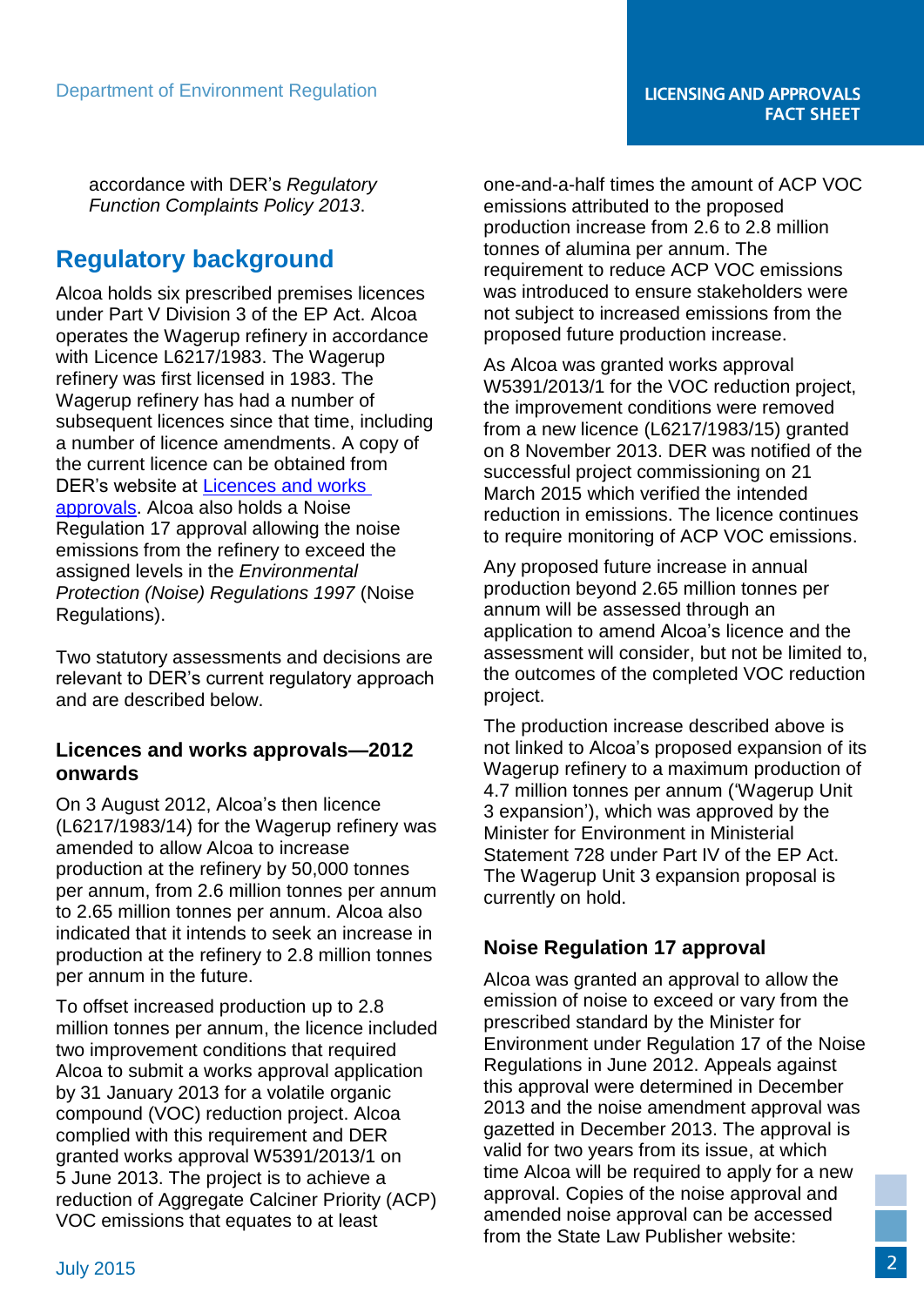accordance with DER's *Regulatory Function Complaints Policy 2013*.

## Regulatory background

Alcoa holds six prescribed premises licences under Part V Division 3 of the EP Act. Alcoa operates the Wagerup refinery in accordance with Licence L6217/1983. The Wagerup refinery was first licensed in 1983. The Wagerup refinery has had a number of subsequent licences since that time, including a number of licence amendments. A copy of the current licence can be obtained from DER's website at Licences and works approvals. Alcoa also holds a Noise Regulation 17 approval allowing the noise emissions from the refinery to exceed the assigned levels in the *Environmental Protection (Noise) Regulations 1997* (Noise Regulations).

Two statutory assessments and decisions are relevant to DER's current regulatory approach and are described below.

### Licences and works approvals—2012 onwards

On 3 August 2012, Alcoa's then licence (L6217/1983/14) for the Wagerup refinery was amended to allow Alcoa to increase production at the refinery by 50,000 tonnes per annum, from 2.6 million tonnes per annum to 2.65 million tonnes per annum. Alcoa also indicated that it intends to seek an increase in production at the refinery to 2.8 million tonnes per annum in the future.

To offset increased production up to 2.8 million tonnes per annum, the licence included two improvement conditions that required Alcoa to submit a works approval application by 31 January 2013 for a volatile organic compound (VOC) reduction project. Alcoa complied with this requirement and DER granted works approval W5391/2013/1 on 5 June 2013. The project is to achieve a reduction of Aggregate Calciner Priority (ACP) VOC emissions that equates to at least one-and-a-half times the amount of ACP VOC emissions attributed to the proposed production increase from 2.6 to 2.8 million tonnes of alumina per annum. The requirement to reduce ACP VOC emissions was introduced to ensure stakeholders were not subject to increased emissions from the proposed future production increase.

As Alcoa was granted works approval W5391/2013/1 for the VOC reduction project, the improvement conditions were removed from a new licence (L6217/1983/15) granted on 8 November 2013. DER was notified of the successful project commissioning on 21 March 2015 which verified the intended reduction in emissions. The licence continues to require monitoring of ACP VOC emissions.

Any proposed future increase in annual production beyond 2.65 million tonnes per annum will be assessed through an application to amend Alcoa's licence and the assessment will consider, but not be limited to, the outcomes of the completed VOC reduction project.

The production increase described above is not linked to Alcoa's proposed expansion of its Wagerup refinery to a maximum production of 4.7 million tonnes per annum ('Wagerup Unit 3 expansion'), which was approved by the Minister for Environment in Ministerial Statement 728 under Part IV of the EP Act. The Wagerup Unit 3 expansion proposal is currently on hold.

### Noise Regulation 17 approval

Alcoa was granted an approval to allow the emission of noise to exceed or vary from the prescribed standard by the Minister for Environment under Regulation 17 of the Noise Regulations in June 2012. Appeals against this approval were determined in December 2013 and the noise amendment approval was gazetted in December 2013. The approval is valid for two years from its issue, at which time Alcoa will be required to apply for a new approval. Copies of the noise approval and amended noise approval can be accessed from the State Law Publisher website: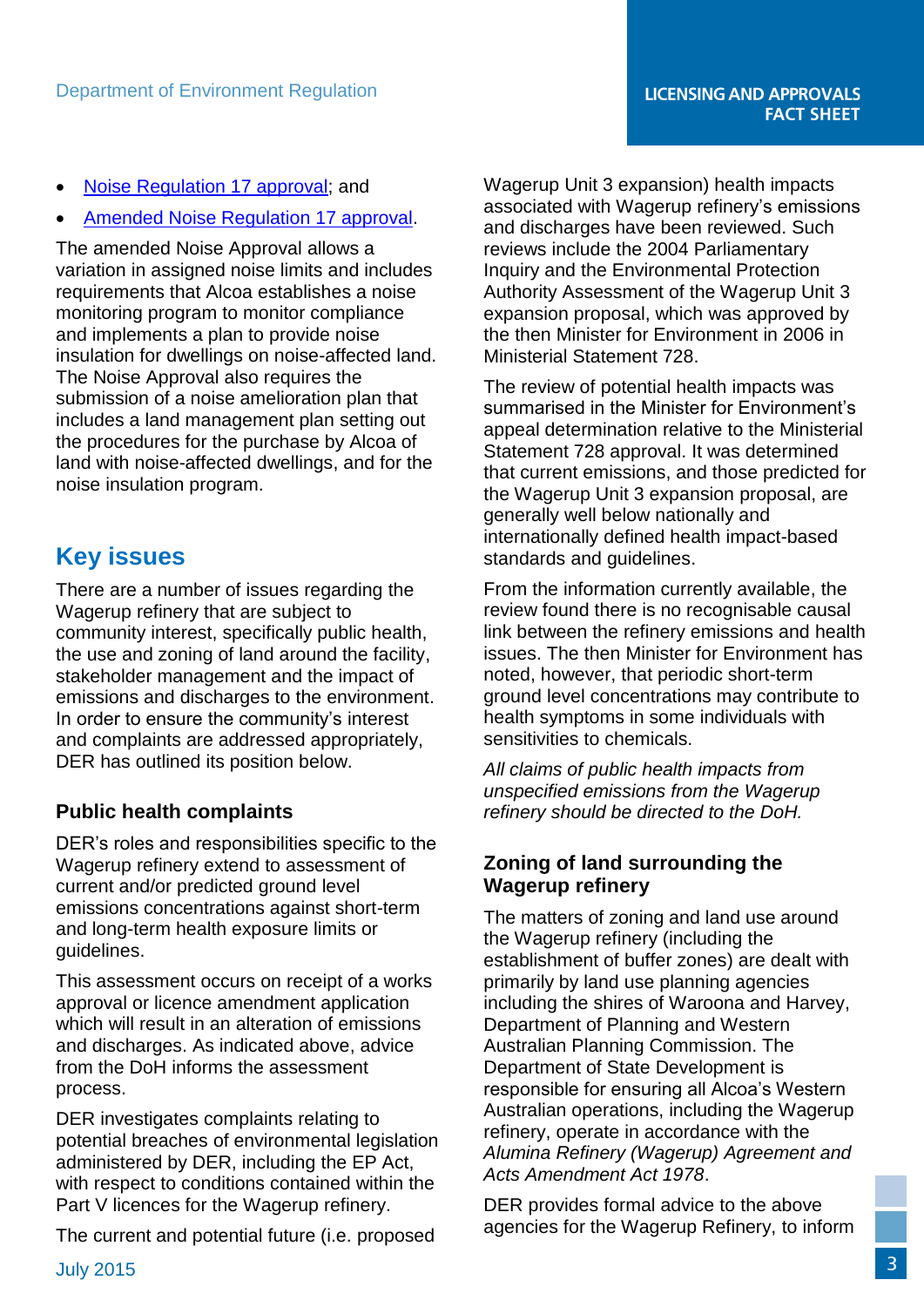- [Noise Regulation 17 approval]; and
- [Amended Noise Regulation 17 approval].

The amended Noise Approval allows a variation in assigned noise limits and includes requirements that Alcoa establishes a noise monitoring program to monitor compliance and implements a plan to provide noise insulation for dwellings on noise-affected land. The Noise Approval also requires the submission of a noise amelioration plan that includes a land management plan setting out the procedures for the purchase by Alcoa of land with noise-affected dwellings, and for the noise insulation program.

## Key issues

There are a number of issues regarding the Wagerup refinery that are subject to community interest, specifically public health, the use and zoning of land around the facility, stakeholder management and the impact of emissions and discharges to the environment. In order to ensure the community's interest and complaints are addressed appropriately, DER has outlined its position below.

### Public health complaints

DER's roles and responsibilities specific to the Wagerup refinery extend to assessment of current and/or predicted ground level emissions concentrations against short-term and long-term health exposure limits or guidelines.

This assessment occurs on receipt of a works approval or licence amendment application which will result in an alteration of emissions and discharges. As indicated above, advice from the DoH informs the assessment process.

DER investigates complaints relating to potential breaches of environmental legislation administered by DER, including the EP Act, with respect to conditions contained within the Part V licences for the Wagerup refinery.

The current and potential future (i.e. proposed Wagerup Unit 3 expansion) health impacts associated with Wagerup refinery's emissions and discharges have been reviewed. Such reviews include the 2004 Parliamentary Inquiry and the Environmental Protection Authority Assessment of the Wagerup Unit 3 expansion proposal, which was approved by the then Minister for Environment in 2006 in Ministerial Statement 728.

The review of potential health impacts was summarised in the Minister for Environment's appeal determination relative to the Ministerial Statement 728 approval. It was determined that current emissions, and those predicted for the Wagerup Unit 3 expansion proposal, are generally well below nationally and internationally defined health impact-based standards and guidelines.

From the information currently available, the review found there is no recognisable causal link between the refinery emissions and health issues. The then Minister for Environment has noted, however, that periodic short-term ground level concentrations may contribute to health symptoms in some individuals with sensitivities to chemicals.

*All claims of public health impacts from unspecified emissions from the Wagerup refinery should be directed to the DoH.*

### Zoning of land surrounding the Wagerup refinery

The matters of zoning and land use around the Wagerup refinery (including the establishment of buffer zones) are dealt with primarily by land use planning agencies including the shires of Waroona and Harvey, Department of Planning and Western Australian Planning Commission. The Department of State Development is responsible for ensuring all Alcoa's Western Australian operations, including the Wagerup refinery, operate in accordance with the *Alumina Refinery (Wagerup) Agreement and Acts Amendment Act 1978*.

DER provides formal advice to the above agencies for the Wagerup Refinery, to inform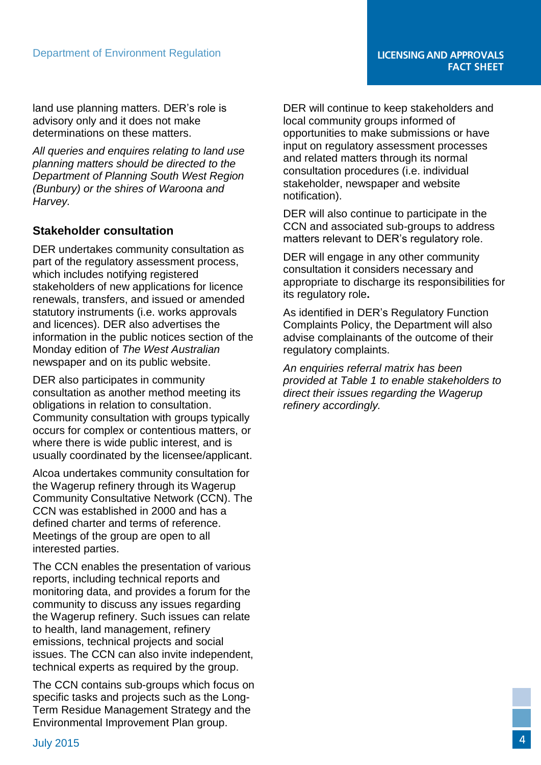land use planning matters. DER's role is advisory only and it does not make determinations on these matters.

*All queries and enquires relating to land use planning matters should be directed to the Department of Planning South West Region (Bunbury) or the shires of Waroona and Harvey.*

## Stakeholder consultation

DER undertakes community consultation as part of the regulatory assessment process, which includes notifying registered stakeholders of new applications for licence renewals, transfers, and issued or amended statutory instruments (i.e. works approvals and licences). DER also advertises the information in the public notices section of the Monday edition of *The West Australian* newspaper and on its public website.

DER also participates in community consultation as another method meeting its obligations in relation to consultation. Community consultation with groups typically occurs for complex or contentious matters, or where there is wide public interest, and is usually coordinated by the licensee/applicant.

Alcoa undertakes community consultation for the Wagerup refinery through its Wagerup Community Consultative Network (CCN). The CCN was established in 2000 and has a defined charter and terms of reference. Meetings of the group are open to all interested parties.

The CCN enables the presentation of various reports, including technical reports and monitoring data, and provides a forum for the community to discuss any issues regarding the Wagerup refinery. Such issues can relate to health, land management, refinery emissions, technical projects and social issues. The CCN can also invite independent, technical experts as required by the group.

The CCN contains sub-groups which focus on specific tasks and projects such as the Long-Term Residue Management Strategy and the Environmental Improvement Plan group.

DER will continue to keep stakeholders and local community groups informed of opportunities to make submissions or have input on regulatory assessment processes and related matters through its normal consultation procedures (i.e. individual stakeholder, newspaper and website notification).

DER will also continue to participate in the CCN and associated sub-groups to address matters relevant to DER's regulatory role.

DER will engage in any other community consultation it considers necessary and appropriate to discharge its responsibilities for its regulatory role.

As identified in DER's Regulatory Function Complaints Policy, the Department will also advise complainants of the outcome of their regulatory complaints.

*An enquiries referral matrix has been provided at Table 1 to enable stakeholders to direct their issues regarding the Wagerup refinery accordingly.*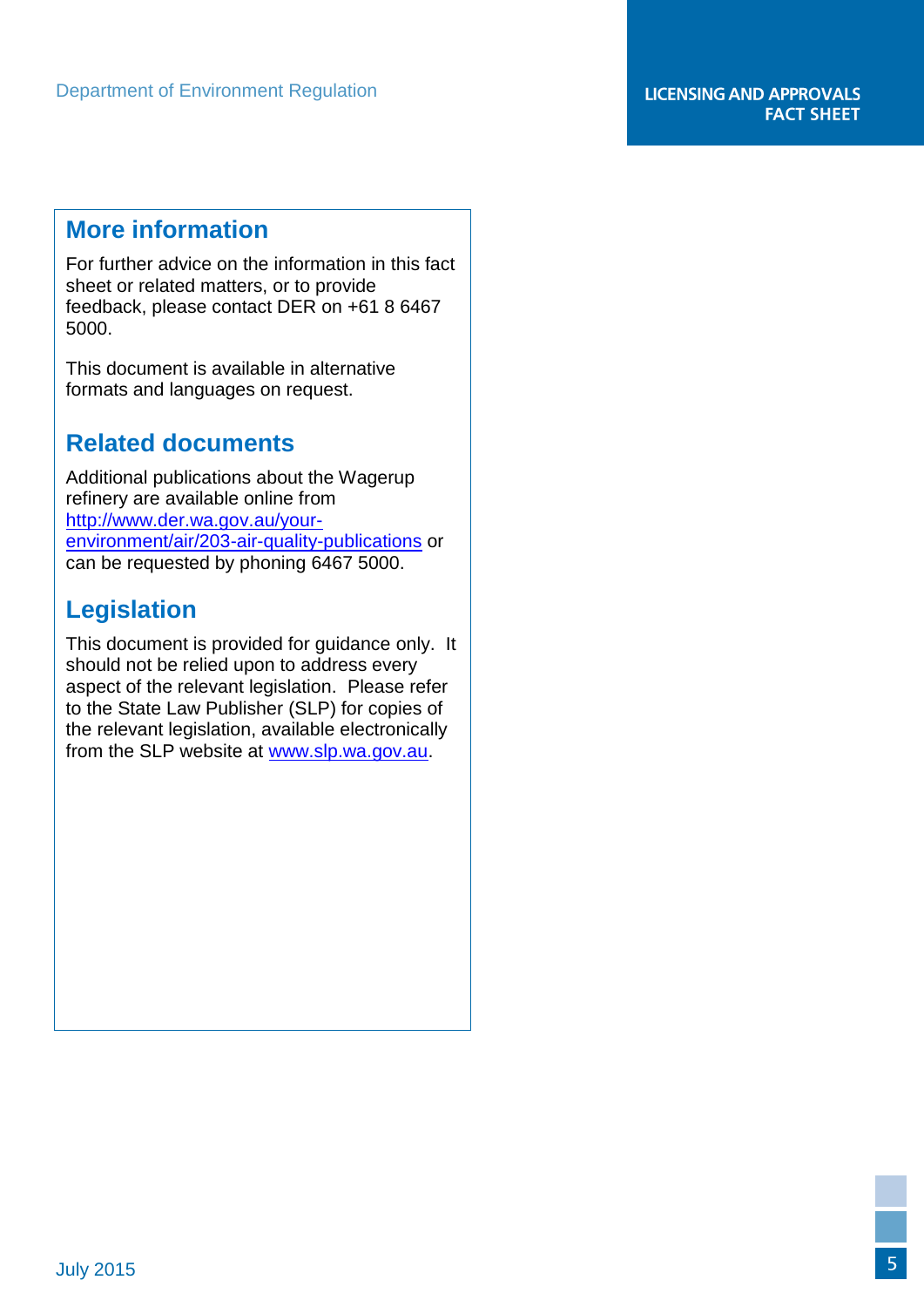## More information

For further advice on the information in this fact sheet or related matters, or to provide feedback, please contact DER on +61 8 6467 5000.

This document is available in alternative formats and languages on request.

## Related documents

Additional publications about the Wagerup refinery are available online from [http://www.der.wa.gov.au/your-environment/air/203-air-quality-publications](http://www.der.wa.gov.au/your-environment/air/203-air-quality-publications) or can be requested by phoning 6467 5000.

## Legislation

This document is provided for guidance only. It should not be relied upon to address every aspect of the relevant legislation. Please refer to the State Law Publisher (SLP) for copies of the relevant legislation, available electronically from the SLP website at [www.slp.wa.gov.au](http://www.slp.wa.gov.au).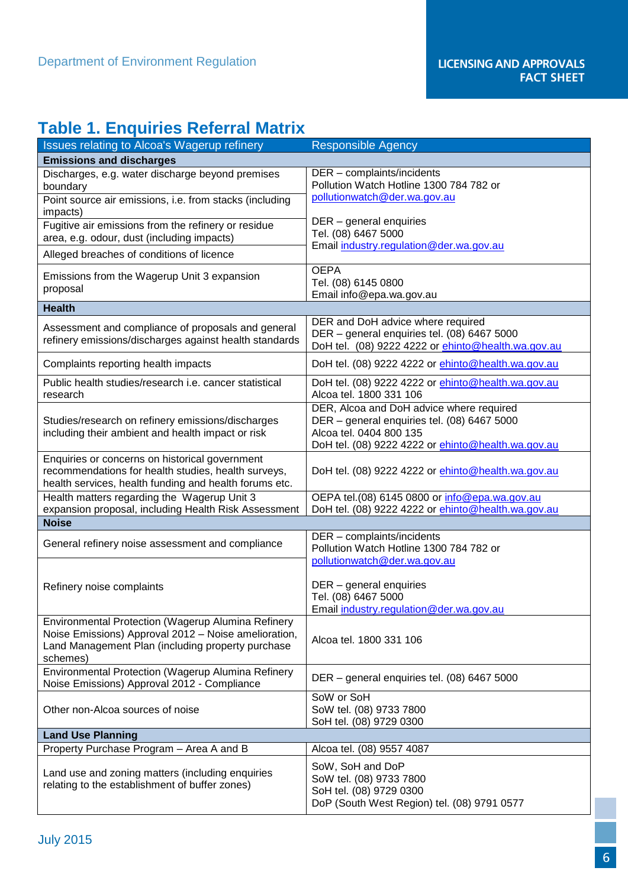## Table 1. Enquiries Referral Matrix

| Issues relating to Alcoa's Wagerup refinery | Responsible Agency |
|---|---|
| **Emissions and discharges** | |
| Discharges, e.g. water discharge beyond premises boundary | DER – complaints/incidents<br>Pollution Watch Hotline 1300 784 782 or pollutionwatch@der.wa.gov.au<br><br>DER – general enquiries<br>Tel. (08) 6467 5000<br>Email industry.regulation@der.wa.gov.au |
| Point source air emissions, i.e. from stacks (including impacts) | |
| Fugitive air emissions from the refinery or residue area, e.g. odour, dust (including impacts) | |
| Alleged breaches of conditions of licence | |
| Emissions from the Wagerup Unit 3 expansion proposal | OEPA<br>Tel. (08) 6145 0800<br>Email info@epa.wa.gov.au |
| **Health** | |
| Assessment and compliance of proposals and general refinery emissions/discharges against health standards | DER and DoH advice where required<br>DER – general enquiries tel. (08) 6467 5000<br>DoH tel. (08) 9222 4222 or ehinto@health.wa.gov.au |
| Complaints reporting health impacts | DoH tel. (08) 9222 4222 or ehinto@health.wa.gov.au |
| Public health studies/research i.e. cancer statistical research | DoH tel. (08) 9222 4222 or ehinto@health.wa.gov.au<br>Alcoa tel. 1800 331 106 |
| Studies/research on refinery emissions/discharges including their ambient and health impact or risk | DER, Alcoa and DoH advice where required<br>DER – general enquiries tel. (08) 6467 5000<br>Alcoa tel. 0404 800 135<br>DoH tel. (08) 9222 4222 or ehinto@health.wa.gov.au |
| Enquiries or concerns on historical government recommendations for health studies, health surveys, health services, health funding and health forums etc. | DoH tel. (08) 9222 4222 or ehinto@health.wa.gov.au |
| Health matters regarding the Wagerup Unit 3 expansion proposal, including Health Risk Assessment | OEPA tel.(08) 6145 0800 or info@epa.wa.gov.au<br>DoH tel. (08) 9222 4222 or ehinto@health.wa.gov.au |
| **Noise** | |
| General refinery noise assessment and compliance | DER – complaints/incidents<br>Pollution Watch Hotline 1300 784 782 or pollutionwatch@der.wa.gov.au<br><br>DER – general enquiries<br>Tel. (08) 6467 5000<br>Email industry.regulation@der.wa.gov.au |
| Refinery noise complaints | |
| Environmental Protection (Wagerup Alumina Refinery Noise Emissions) Approval 2012 – Noise amelioration, Land Management Plan (including property purchase schemes) | Alcoa tel. 1800 331 106 |
| Environmental Protection (Wagerup Alumina Refinery Noise Emissions) Approval 2012 - Compliance | DER – general enquiries tel. (08) 6467 5000 |
| Other non-Alcoa sources of noise | SoW or SoH<br>SoW tel. (08) 9733 7800<br>SoH tel. (08) 9729 0300 |
| **Land Use Planning** | |
| Property Purchase Program – Area A and B | Alcoa tel. (08) 9557 4087 |
| Land use and zoning matters (including enquiries relating to the establishment of buffer zones) | SoW, SoH and DoP<br>SoW tel. (08) 9733 7800<br>SoH tel. (08) 9729 0300<br>DoP (South West Region) tel. (08) 9791 0577 |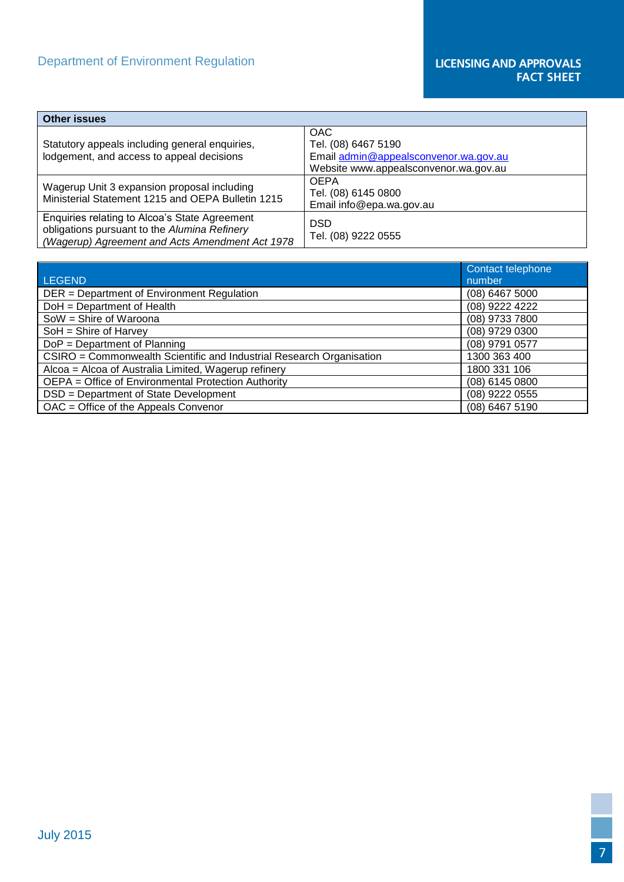| Other issues | |
|---|---|
| Statutory appeals including general enquiries, lodgement, and access to appeal decisions | OAC<br>Tel. (08) 6467 5190<br>Email admin@appealsconvenor.wa.gov.au<br>Website www.appealsconvenor.wa.gov.au |
| Wagerup Unit 3 expansion proposal including Ministerial Statement 1215 and OEPA Bulletin 1215 | OEPA<br>Tel. (08) 6145 0800<br>Email info@epa.wa.gov.au |
| Enquiries relating to Alcoa's State Agreement obligations pursuant to the *Alumina Refinery (Wagerup) Agreement and Acts Amendment Act 1978* | DSD<br>Tel. (08) 9222 0555 |

| LEGEND | Contact telephone number |
|---|---|
| DER = Department of Environment Regulation | (08) 6467 5000 |
| DoH = Department of Health | (08) 9222 4222 |
| SoW = Shire of Waroona | (08) 9733 7800 |
| SoH = Shire of Harvey | (08) 9729 0300 |
| DoP = Department of Planning | (08) 9791 0577 |
| CSIRO = Commonwealth Scientific and Industrial Research Organisation | 1300 363 400 |
| Alcoa = Alcoa of Australia Limited, Wagerup refinery | 1800 331 106 |
| OEPA = Office of Environmental Protection Authority | (08) 6145 0800 |
| DSD = Department of State Development | (08) 9222 0555 |
| OAC = Office of the Appeals Convenor | (08) 6467 5190 |